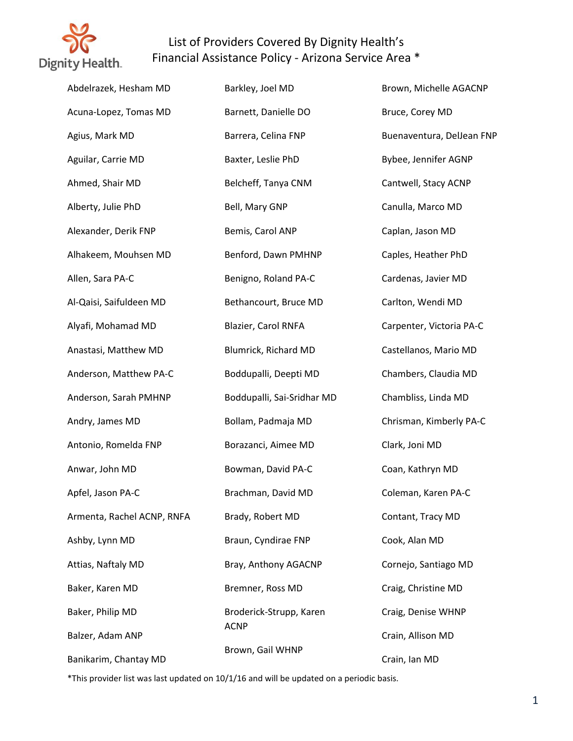# List of Providers Covered By Dignity Health's Financial Assistance Policy - Arizona Service Area *

Abdelrazek, Hesham MD

Acuna-Lopez, Tomas MD

Agius, Mark MD

Aguilar, Carrie MD

Ahmed, Shair MD

Alberty, Julie PhD

Alexander, Derik FNP

Alhakeem, Mouhsen MD

Allen, Sara PA-C

Al-Qaisi, Saifuldeen MD

Alyafi, Mohamad MD

Anastasi, Matthew MD

Anderson, Matthew PA-C

Anderson, Sarah PMHNP

Andry, James MD

Antonio, Romelda FNP

Anwar, John MD

Apfel, Jason PA-C

Armenta, Rachel ACNP, RNFA

Ashby, Lynn MD

Attias, Naftaly MD

Baker, Karen MD

Baker, Philip MD

Balzer, Adam ANP

Banikarim, Chantay MD

Barkley, Joel MD

Barnett, Danielle DO

Barrera, Celina FNP

Baxter, Leslie PhD

Belcheff, Tanya CNM

Bell, Mary GNP

Bemis, Carol ANP

Benford, Dawn PMHNP

Benigno, Roland PA-C

Bethancourt, Bruce MD

Blazier, Carol RNFA

Blumrick, Richard MD

Boddupalli, Deepti MD

Boddupalli, Sai-Sridhar MD

Bollam, Padmaja MD

Borazanci, Aimee MD

Bowman, David PA-C

Brachman, David MD

Brady, Robert MD

Braun, Cyndirae FNP

Bray, Anthony AGACNP

Bremner, Ross MD

Broderick-Strupp, Karen ACNP

Brown, Gail WHNP

Brown, Michelle AGACNP

Bruce, Corey MD

Buenaventura, DelJean FNP

Bybee, Jennifer AGNP

Cantwell, Stacy ACNP

Canulla, Marco MD

Caplan, Jason MD

Caples, Heather PhD

Cardenas, Javier MD

Carlton, Wendi MD

Carpenter, Victoria PA-C

Castellanos, Mario MD

Chambers, Claudia MD

Chambliss, Linda MD

Chrisman, Kimberly PA-C

Clark, Joni MD

Coan, Kathryn MD

Coleman, Karen PA-C

Contant, Tracy MD

Cook, Alan MD

Cornejo, Santiago MD

Craig, Christine MD

Craig, Denise WHNP

Crain, Allison MD

Crain, Ian MD

*This provider list was last updated on 10/1/16 and will be updated on a periodic basis.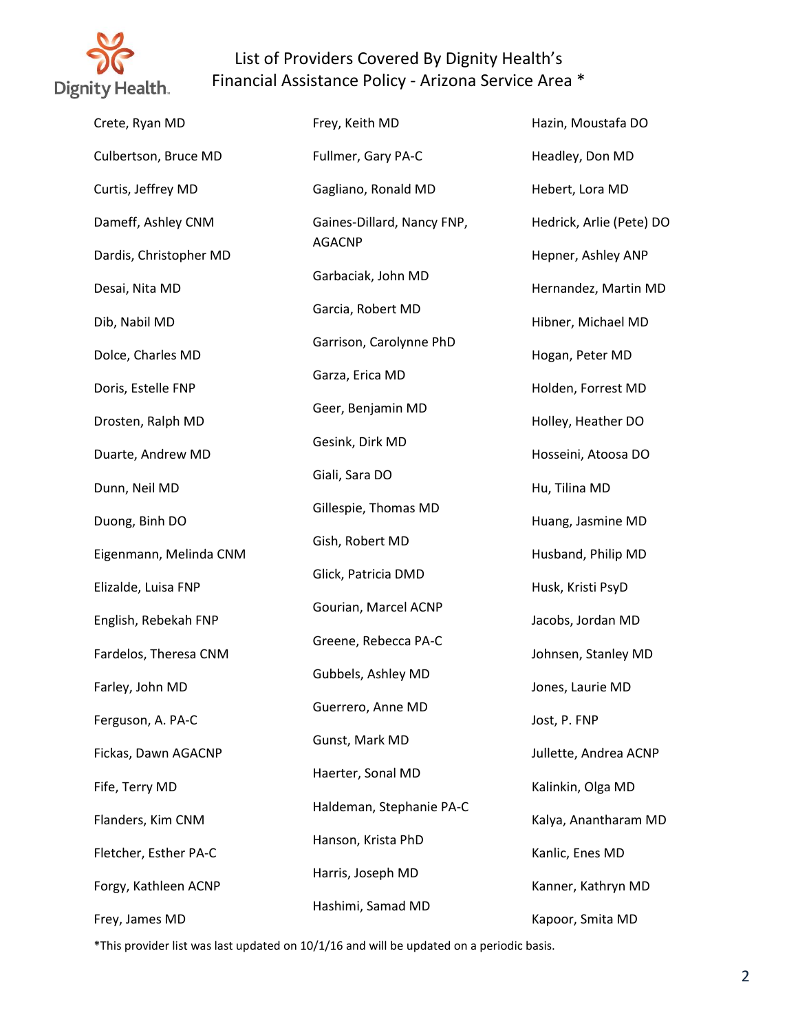# List of Providers Covered By Dignity Health's Financial Assistance Policy - Arizona Service Area *

Crete, Ryan MD

Culbertson, Bruce MD

Curtis, Jeffrey MD

Dameff, Ashley CNM

Dardis, Christopher MD

Desai, Nita MD

Dib, Nabil MD

Dolce, Charles MD

Doris, Estelle FNP

Drosten, Ralph MD

Duarte, Andrew MD

Dunn, Neil MD

Duong, Binh DO

Eigenmann, Melinda CNM

Elizalde, Luisa FNP

English, Rebekah FNP

Fardelos, Theresa CNM

Farley, John MD

Ferguson, A. PA-C

Fickas, Dawn AGACNP

Fife, Terry MD

Flanders, Kim CNM

Fletcher, Esther PA-C

Forgy, Kathleen ACNP

Frey, James MD

Frey, Keith MD

Fullmer, Gary PA-C

Gagliano, Ronald MD

Gaines-Dillard, Nancy FNP, AGACNP

Garbaciak, John MD

Garcia, Robert MD

Garrison, Carolynne PhD

Garza, Erica MD

Geer, Benjamin MD

Gesink, Dirk MD

Giali, Sara DO

Gillespie, Thomas MD

Gish, Robert MD

Glick, Patricia DMD

Gourian, Marcel ACNP

Greene, Rebecca PA-C

Gubbels, Ashley MD

Guerrero, Anne MD

Gunst, Mark MD

Haerter, Sonal MD

Haldeman, Stephanie PA-C

Hanson, Krista PhD

Harris, Joseph MD

Hashimi, Samad MD

Hazin, Moustafa DO

Headley, Don MD

Hebert, Lora MD

Hedrick, Arlie (Pete) DO

Hepner, Ashley ANP

Hernandez, Martin MD

Hibner, Michael MD

Hogan, Peter MD

Holden, Forrest MD

Holley, Heather DO

Hosseini, Atoosa DO

Hu, Tilina MD

Huang, Jasmine MD

Husband, Philip MD

Husk, Kristi PsyD

Jacobs, Jordan MD

Johnsen, Stanley MD

Jones, Laurie MD

Jost, P. FNP

Jullette, Andrea ACNP

Kalinkin, Olga MD

Kalya, Anantharam MD

Kanlic, Enes MD

Kanner, Kathryn MD

Kapoor, Smita MD

*This provider list was last updated on 10/1/16 and will be updated on a periodic basis.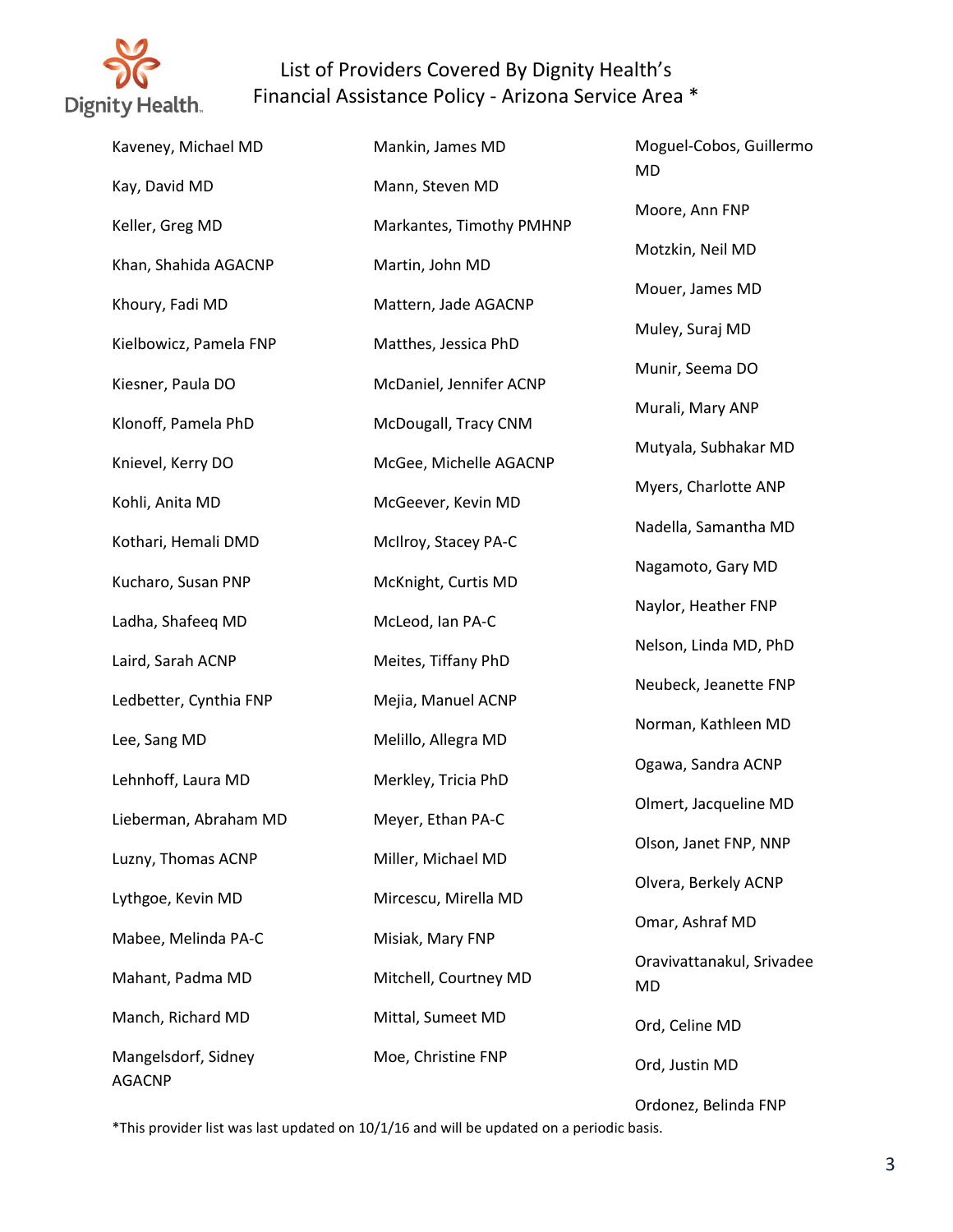# List of Providers Covered By Dignity Health's Financial Assistance Policy - Arizona Service Area *

Kaveney, Michael MD

Kay, David MD

Keller, Greg MD

Khan, Shahida AGACNP

Khoury, Fadi MD

Kielbowicz, Pamela FNP

Kiesner, Paula DO

Klonoff, Pamela PhD

Knievel, Kerry DO

Kohli, Anita MD

Kothari, Hemali DMD

Kucharo, Susan PNP

Ladha, Shafeeq MD

Laird, Sarah ACNP

Ledbetter, Cynthia FNP

Lee, Sang MD

Lehnhoff, Laura MD

Lieberman, Abraham MD

Luzny, Thomas ACNP

Lythgoe, Kevin MD

Mabee, Melinda PA-C

Mahant, Padma MD

Manch, Richard MD

Mangelsdorf, Sidney AGACNP

Mankin, James MD

Mann, Steven MD

Markantes, Timothy PMHNP

Martin, John MD

Mattern, Jade AGACNP

Matthes, Jessica PhD

McDaniel, Jennifer ACNP

McDougall, Tracy CNM

McGee, Michelle AGACNP

McGeever, Kevin MD

McIlroy, Stacey PA-C

McKnight, Curtis MD

McLeod, Ian PA-C

Meites, Tiffany PhD

Mejia, Manuel ACNP

Melillo, Allegra MD

Merkley, Tricia PhD

Meyer, Ethan PA-C

Miller, Michael MD

Mircescu, Mirella MD

Misiak, Mary FNP

Mitchell, Courtney MD

Mittal, Sumeet MD

Moe, Christine FNP

Moguel-Cobos, Guillermo MD

Moore, Ann FNP

Motzkin, Neil MD

Mouer, James MD

Muley, Suraj MD

Munir, Seema DO

Murali, Mary ANP

Mutyala, Subhakar MD

Myers, Charlotte ANP

Nadella, Samantha MD

Nagamoto, Gary MD

Naylor, Heather FNP

Nelson, Linda MD, PhD

Neubeck, Jeanette FNP

Norman, Kathleen MD

Ogawa, Sandra ACNP

Olmert, Jacqueline MD

Olson, Janet FNP, NNP

Olvera, Berkely ACNP

Omar, Ashraf MD

Oravivattanakul, Srivadee MD

Ord, Celine MD

Ord, Justin MD

Ordonez, Belinda FNP

*This provider list was last updated on 10/1/16 and will be updated on a periodic basis.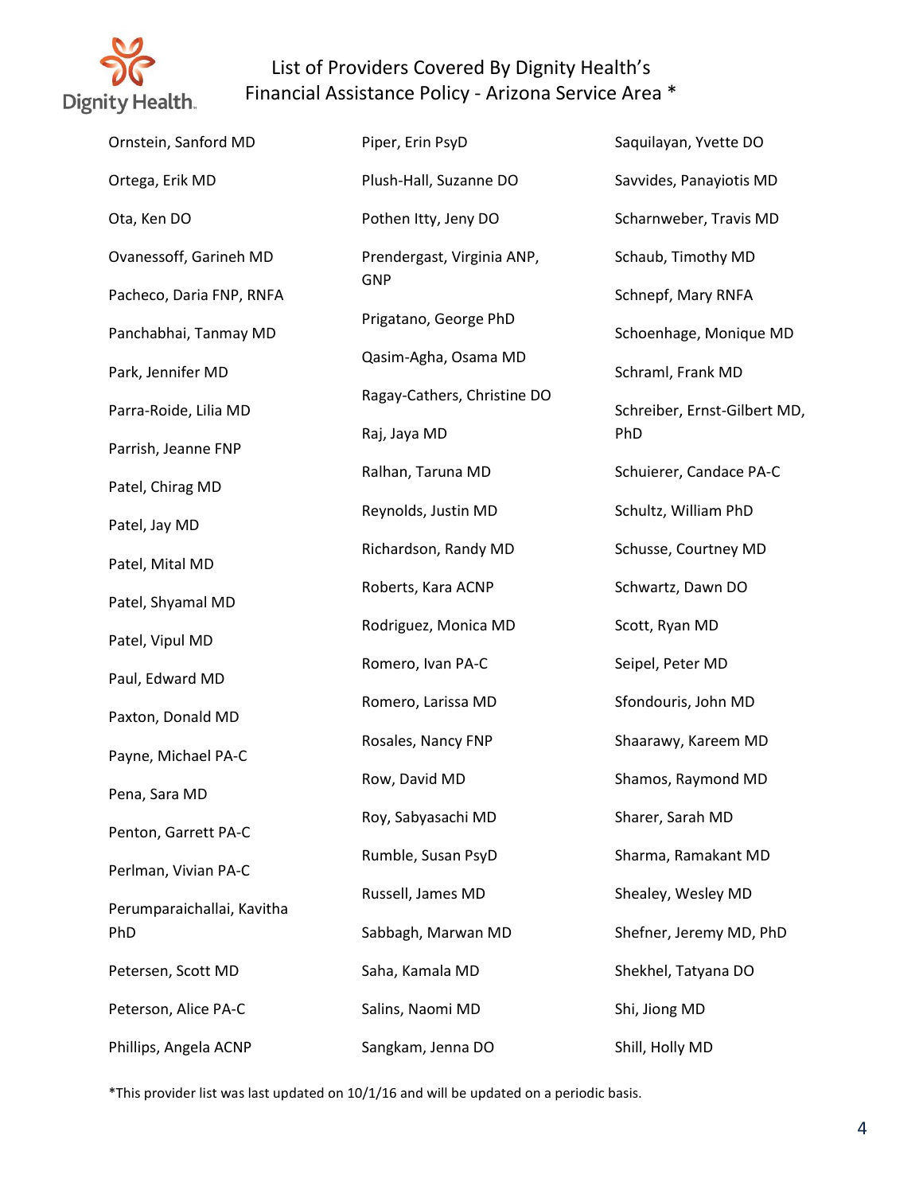# List of Providers Covered By Dignity Health's Financial Assistance Policy - Arizona Service Area *

Ornstein, Sanford MD

Ortega, Erik MD

Ota, Ken DO

Ovanessoff, Garineh MD

Pacheco, Daria FNP, RNFA

Panchabhai, Tanmay MD

Park, Jennifer MD

Parra-Roide, Lilia MD

Parrish, Jeanne FNP

Patel, Chirag MD

Patel, Jay MD

Patel, Mital MD

Patel, Shyamal MD

Patel, Vipul MD

Paul, Edward MD

Paxton, Donald MD

Payne, Michael PA-C

Pena, Sara MD

Penton, Garrett PA-C

Perlman, Vivian PA-C

Perumparaichallai, Kavitha PhD

Petersen, Scott MD

Peterson, Alice PA-C

Phillips, Angela ACNP

Piper, Erin PsyD

Plush-Hall, Suzanne DO

Pothen Itty, Jeny DO

Prendergast, Virginia ANP, GNP

Prigatano, George PhD

Qasim-Agha, Osama MD

Ragay-Cathers, Christine DO

Raj, Jaya MD

Ralhan, Taruna MD

Reynolds, Justin MD

Richardson, Randy MD

Roberts, Kara ACNP

Rodriguez, Monica MD

Romero, Ivan PA-C

Romero, Larissa MD

Rosales, Nancy FNP

Row, David MD

Roy, Sabyasachi MD

Rumble, Susan PsyD

Russell, James MD

Sabbagh, Marwan MD

Saha, Kamala MD

Salins, Naomi MD

Sangkam, Jenna DO

Saquilayan, Yvette DO

Savvides, Panayiotis MD

Scharnweber, Travis MD

Schaub, Timothy MD

Schnepf, Mary RNFA

Schoenhage, Monique MD

Schraml, Frank MD

Schreiber, Ernst-Gilbert MD, PhD

Schuierer, Candace PA-C

Schultz, William PhD

Schusse, Courtney MD

Schwartz, Dawn DO

Scott, Ryan MD

Seipel, Peter MD

Sfondouris, John MD

Shaarawy, Kareem MD

Shamos, Raymond MD

Sharer, Sarah MD

Sharma, Ramakant MD

Shealey, Wesley MD

Shefner, Jeremy MD, PhD

Shekhel, Tatyana DO

Shi, Jiong MD

Shill, Holly MD

*This provider list was last updated on 10/1/16 and will be updated on a periodic basis.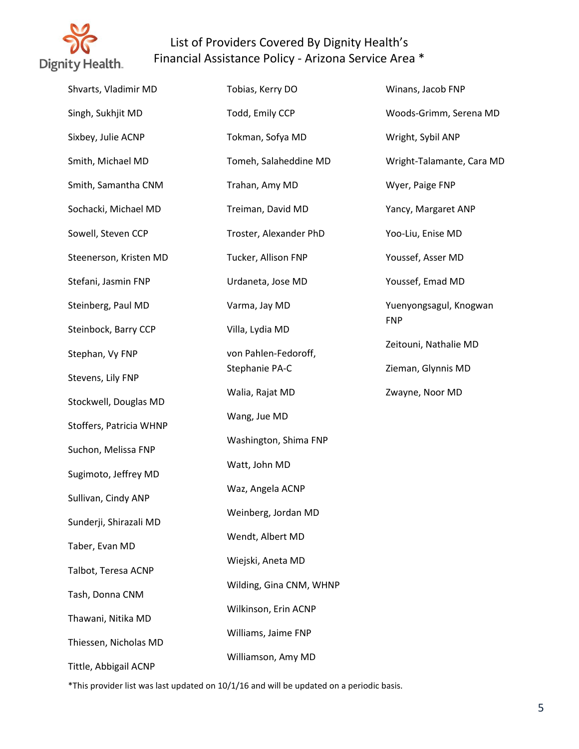List of Providers Covered By Dignity Health's Financial Assistance Policy - Arizona Service Area *

Shvarts, Vladimir MD

Singh, Sukhjit MD

Sixbey, Julie ACNP

Smith, Michael MD

Smith, Samantha CNM

Sochacki, Michael MD

Sowell, Steven CCP

Steenerson, Kristen MD

Stefani, Jasmin FNP

Steinberg, Paul MD

Steinbock, Barry CCP

Stephan, Vy FNP

Stevens, Lily FNP

Stockwell, Douglas MD

Stoffers, Patricia WHNP

Suchon, Melissa FNP

Sugimoto, Jeffrey MD

Sullivan, Cindy ANP

Sunderji, Shirazali MD

Taber, Evan MD

Talbot, Teresa ACNP

Tash, Donna CNM

Thawani, Nitika MD

Thiessen, Nicholas MD

Tittle, Abbigail ACNP

Tobias, Kerry DO

Todd, Emily CCP

Tokman, Sofya MD

Tomeh, Salaheddine MD

Trahan, Amy MD

Treiman, David MD

Troster, Alexander PhD

Tucker, Allison FNP

Urdaneta, Jose MD

Varma, Jay MD

Villa, Lydia MD

von Pahlen-Fedoroff, Stephanie PA-C

Walia, Rajat MD

Wang, Jue MD

Washington, Shima FNP

Watt, John MD

Waz, Angela ACNP

Weinberg, Jordan MD

Wendt, Albert MD

Wiejski, Aneta MD

Wilding, Gina CNM, WHNP

Wilkinson, Erin ACNP

Williams, Jaime FNP

Williamson, Amy MD

Winans, Jacob FNP

Woods-Grimm, Serena MD

Wright, Sybil ANP

Wright-Talamante, Cara MD

Wyer, Paige FNP

Yancy, Margaret ANP

Yoo-Liu, Enise MD

Youssef, Asser MD

Youssef, Emad MD

Yuenyongsagul, Knogwan FNP

Zeitouni, Nathalie MD

Zieman, Glynnis MD

Zwayne, Noor MD

*This provider list was last updated on 10/1/16 and will be updated on a periodic basis.